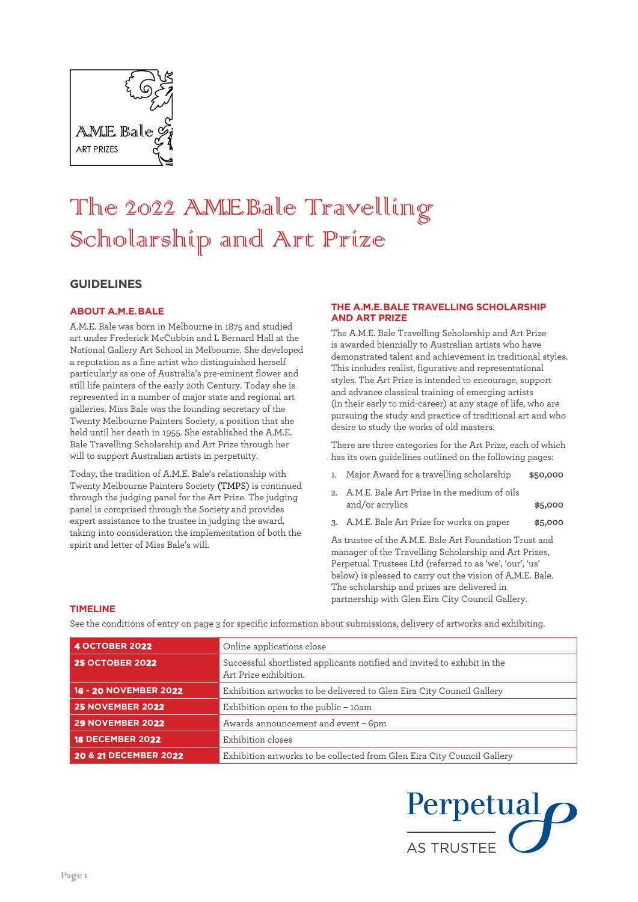A.M.E. Bale
ART PRIZES

# The 2022 A.M.E. Bale Travelling Scholarship and Art Prize

## GUIDELINES

### ABOUT A.M.E. BALE

A.M.E. Bale was born in Melbourne in 1875 and studied art under Frederick McCubbin and L Bernard Hall at the National Gallery Art School in Melbourne. She developed a reputation as a fine artist who distinguished herself particularly as one of Australia's pre-eminent flower and still life painters of the early 20th Century. Today she is represented in a number of major state and regional art galleries. Miss Bale was the founding secretary of the Twenty Melbourne Painters Society, a position that she held until her death in 1955. She established the A.M.E. Bale Travelling Scholarship and Art Prize through her will to support Australian artists in perpetuity.

Today, the tradition of A.M.E. Bale's relationship with Twenty Melbourne Painters Society (TMPS) is continued through the judging panel for the Art Prize. The judging panel is comprised through the Society and provides expert assistance to the trustee in judging the award, taking into consideration the implementation of both the spirit and letter of Miss Bale's will.

### THE A.M.E. BALE TRAVELLING SCHOLARSHIP AND ART PRIZE

The A.M.E. Bale Travelling Scholarship and Art Prize is awarded biennially to Australian artists who have demonstrated talent and achievement in traditional styles. This includes realist, figurative and representational styles. The Art Prize is intended to encourage, support and advance classical training of emerging artists (in their early to mid-career) at any stage of life, who are pursuing the study and practice of traditional art and who desire to study the works of old masters.

There are three categories for the Art Prize, each of which has its own guidelines outlined on the following pages:

1. Major Award for a travelling scholarship **$50,000**
2. A.M.E. Bale Art Prize in the medium of oils and/or acrylics **$5,000**
3. A.M.E. Bale Art Prize for works on paper **$5,000**

As trustee of the A.M.E. Bale Art Foundation Trust and manager of the Travelling Scholarship and Art Prizes, Perpetual Trustees Ltd (referred to as 'we', 'our', 'us' below) is pleased to carry out the vision of A.M.E. Bale. The scholarship and prizes are delivered in partnership with Glen Eira City Council Gallery.

### TIMELINE

See the conditions of entry on page 3 for specific information about submissions, delivery of artworks and exhibiting.

| Date | Event |
|---|---|
| **4 OCTOBER 2022** | Online applications close |
| **25 OCTOBER 2022** | Successful shortlisted applicants notified and invited to exhibit in the Art Prize exhibition. |
| **16 - 20 NOVEMBER 2022** | Exhibition artworks to be delivered to Glen Eira City Council Gallery |
| **25 NOVEMBER 2022** | Exhibition open to the public – 10am |
| **29 NOVEMBER 2022** | Awards announcement and event – 6pm |
| **18 DECEMBER 2022** | Exhibition closes |
| **20 & 21 DECEMBER 2022** | Exhibition artworks to be collected from Glen Eira City Council Gallery |

Perpetual
AS TRUSTEE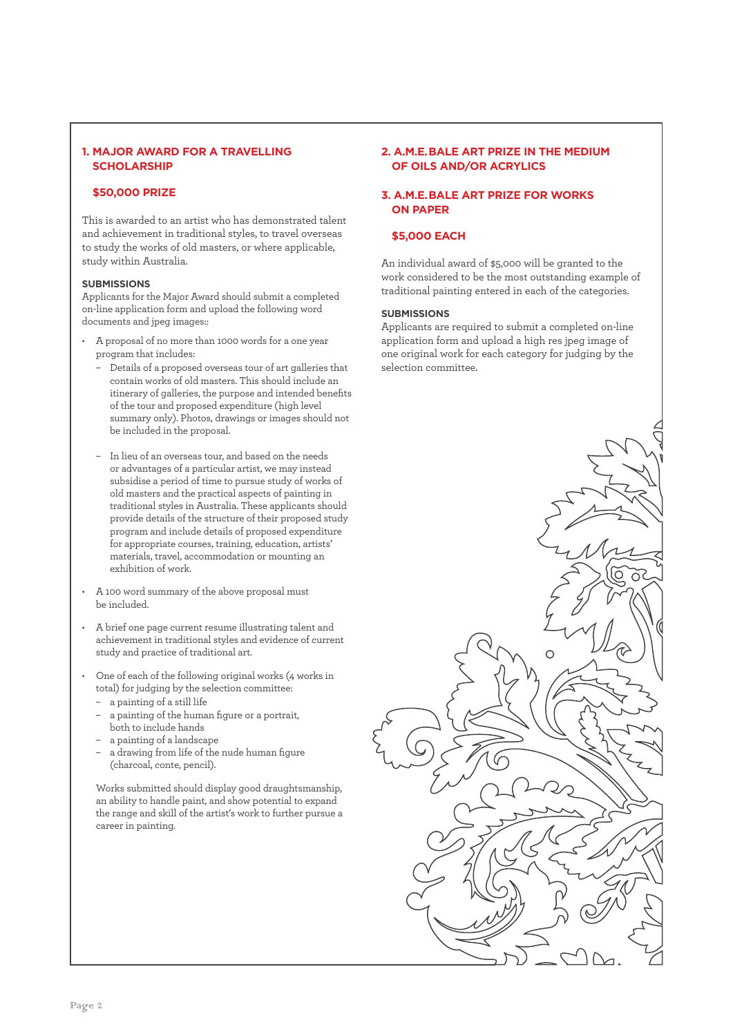## 1. MAJOR AWARD FOR A TRAVELLING SCHOLARSHIP

### $50,000 PRIZE

This is awarded to an artist who has demonstrated talent and achievement in traditional styles, to travel overseas to study the works of old masters, or where applicable, study within Australia.

**SUBMISSIONS**

Applicants for the Major Award should submit a completed on-line application form and upload the following word documents and jpeg images::

- A proposal of no more than 1000 words for a one year program that includes:
  - Details of a proposed overseas tour of art galleries that contain works of old masters. This should include an itinerary of galleries, the purpose and intended benefits of the tour and proposed expenditure (high level summary only). Photos, drawings or images should not be included in the proposal.
  - In lieu of an overseas tour, and based on the needs or advantages of a particular artist, we may instead subsidise a period of time to pursue study of works of old masters and the practical aspects of painting in traditional styles in Australia. These applicants should provide details of the structure of their proposed study program and include details of proposed expenditure for appropriate courses, training, education, artists' materials, travel, accommodation or mounting an exhibition of work.
- A 100 word summary of the above proposal must be included.
- A brief one page current resume illustrating talent and achievement in traditional styles and evidence of current study and practice of traditional art.
- One of each of the following original works (4 works in total) for judging by the selection committee:
  - a painting of a still life
  - a painting of the human figure or a portrait, both to include hands
  - a painting of a landscape
  - a drawing from life of the nude human figure (charcoal, conte, pencil).

  Works submitted should display good draughtsmanship, an ability to handle paint, and show potential to expand the range and skill of the artist's work to further pursue a career in painting.

## 2. A.M.E. BALE ART PRIZE IN THE MEDIUM OF OILS AND/OR ACRYLICS

## 3. A.M.E. BALE ART PRIZE FOR WORKS ON PAPER

### $5,000 EACH

An individual award of $5,000 will be granted to the work considered to be the most outstanding example of traditional painting entered in each of the categories.

**SUBMISSIONS**

Applicants are required to submit a completed on-line application form and upload a high res jpeg image of one original work for each category for judging by the selection committee.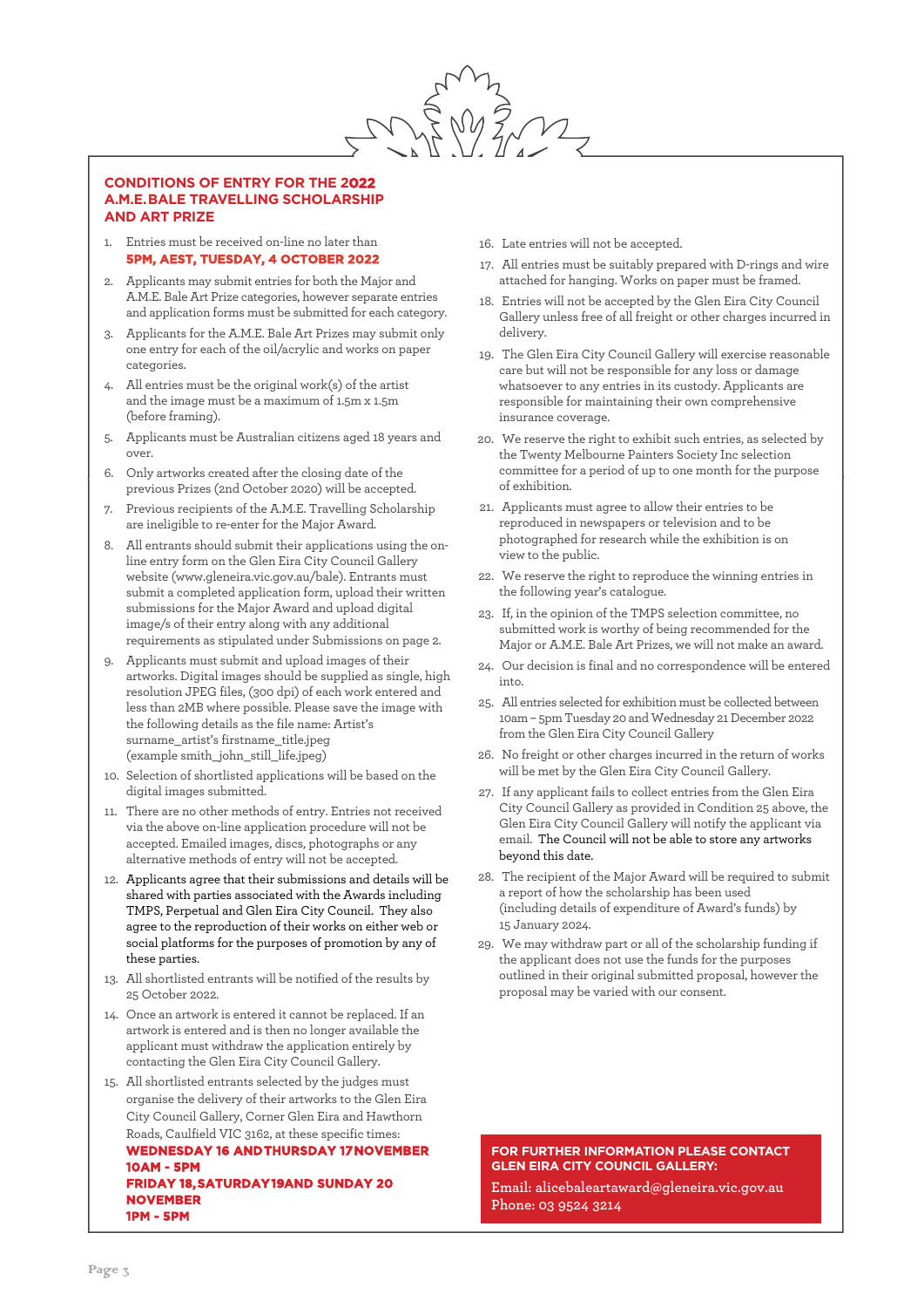## CONDITIONS OF ENTRY FOR THE 2022 A.M.E. BALE TRAVELLING SCHOLARSHIP AND ART PRIZE

1. Entries must be received on-line no later than **5PM, AEST, TUESDAY, 4 OCTOBER 2022**
2. Applicants may submit entries for both the Major and A.M.E. Bale Art Prize categories, however separate entries and application forms must be submitted for each category.
3. Applicants for the A.M.E. Bale Art Prizes may submit only one entry for each of the oil/acrylic and works on paper categories.
4. All entries must be the original work(s) of the artist and the image must be a maximum of 1.5m x 1.5m (before framing).
5. Applicants must be Australian citizens aged 18 years and over.
6. Only artworks created after the closing date of the previous Prizes (2nd October 2020) will be accepted.
7. Previous recipients of the A.M.E. Travelling Scholarship are ineligible to re-enter for the Major Award.
8. All entrants should submit their applications using the on-line entry form on the Glen Eira City Council Gallery website (www.gleneira.vic.gov.au/bale). Entrants must submit a completed application form, upload their written submissions for the Major Award and upload digital image/s of their entry along with any additional requirements as stipulated under Submissions on page 2.
9. Applicants must submit and upload images of their artworks. Digital images should be supplied as single, high resolution JPEG files, (300 dpi) of each work entered and less than 2MB where possible. Please save the image with the following details as the file name: Artist's surname_artist's firstname_title.jpeg (example smith_john_still_life.jpeg)
10. Selection of shortlisted applications will be based on the digital images submitted.
11. There are no other methods of entry. Entries not received via the above on-line application procedure will not be accepted. Emailed images, discs, photographs or any alternative methods of entry will not be accepted.
12. Applicants agree that their submissions and details will be shared with parties associated with the Awards including TMPS, Perpetual and Glen Eira City Council. They also agree to the reproduction of their works on either web or social platforms for the purposes of promotion by any of these parties.
13. All shortlisted entrants will be notified of the results by 25 October 2022.
14. Once an artwork is entered it cannot be replaced. If an artwork is entered and is then no longer available the applicant must withdraw the application entirely by contacting the Glen Eira City Council Gallery.
15. All shortlisted entrants selected by the judges must organise the delivery of their artworks to the Glen Eira City Council Gallery, Corner Glen Eira and Hawthorn Roads, Caulfield VIC 3162, at these specific times:
    **WEDNESDAY 16 AND THURSDAY 17 NOVEMBER 10AM - 5PM**
    **FRIDAY 18, SATURDAY 19 AND SUNDAY 20 NOVEMBER 1PM - 5PM**
16. Late entries will not be accepted.
17. All entries must be suitably prepared with D-rings and wire attached for hanging. Works on paper must be framed.
18. Entries will not be accepted by the Glen Eira City Council Gallery unless free of all freight or other charges incurred in delivery.
19. The Glen Eira City Council Gallery will exercise reasonable care but will not be responsible for any loss or damage whatsoever to any entries in its custody. Applicants are responsible for maintaining their own comprehensive insurance coverage.
20. We reserve the right to exhibit such entries, as selected by the Twenty Melbourne Painters Society Inc selection committee for a period of up to one month for the purpose of exhibition.
21. Applicants must agree to allow their entries to be reproduced in newspapers or television and to be photographed for research while the exhibition is on view to the public.
22. We reserve the right to reproduce the winning entries in the following year's catalogue.
23. If, in the opinion of the TMPS selection committee, no submitted work is worthy of being recommended for the Major or A.M.E. Bale Art Prizes, we will not make an award.
24. Our decision is final and no correspondence will be entered into.
25. All entries selected for exhibition must be collected between 10am – 5pm Tuesday 20 and Wednesday 21 December 2022 from the Glen Eira City Council Gallery
26. No freight or other charges incurred in the return of works will be met by the Glen Eira City Council Gallery.
27. If any applicant fails to collect entries from the Glen Eira City Council Gallery as provided in Condition 25 above, the Glen Eira City Council Gallery will notify the applicant via email. The Council will not be able to store any artworks beyond this date.
28. The recipient of the Major Award will be required to submit a report of how the scholarship has been used (including details of expenditure of Award's funds) by 15 January 2024.
29. We may withdraw part or all of the scholarship funding if the applicant does not use the funds for the purposes outlined in their original submitted proposal, however the proposal may be varied with our consent.

**FOR FURTHER INFORMATION PLEASE CONTACT GLEN EIRA CITY COUNCIL GALLERY:**

Email: alicebaleartaward@gleneira.vic.gov.au
Phone: 03 9524 3214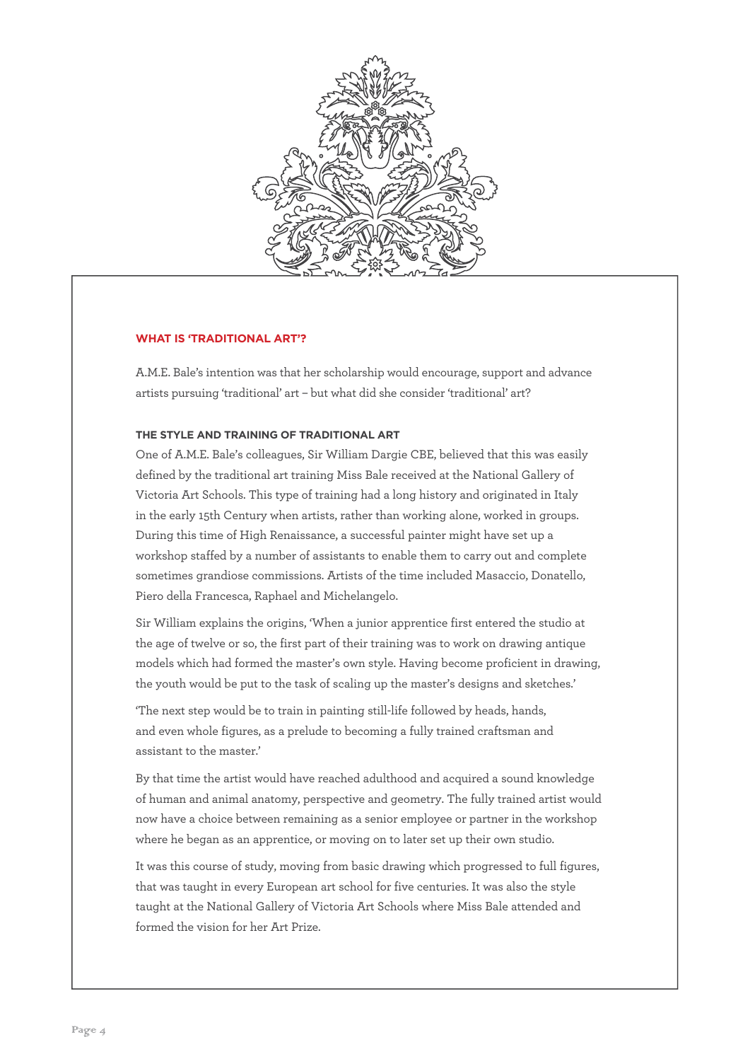## WHAT IS 'TRADITIONAL ART'?

A.M.E. Bale's intention was that her scholarship would encourage, support and advance artists pursuing 'traditional' art – but what did she consider 'traditional' art?

### THE STYLE AND TRAINING OF TRADITIONAL ART

One of A.M.E. Bale's colleagues, Sir William Dargie CBE, believed that this was easily defined by the traditional art training Miss Bale received at the National Gallery of Victoria Art Schools. This type of training had a long history and originated in Italy in the early 15th Century when artists, rather than working alone, worked in groups. During this time of High Renaissance, a successful painter might have set up a workshop staffed by a number of assistants to enable them to carry out and complete sometimes grandiose commissions. Artists of the time included Masaccio, Donatello, Piero della Francesca, Raphael and Michelangelo.

Sir William explains the origins, 'When a junior apprentice first entered the studio at the age of twelve or so, the first part of their training was to work on drawing antique models which had formed the master's own style. Having become proficient in drawing, the youth would be put to the task of scaling up the master's designs and sketches.'

'The next step would be to train in painting still-life followed by heads, hands, and even whole figures, as a prelude to becoming a fully trained craftsman and assistant to the master.'

By that time the artist would have reached adulthood and acquired a sound knowledge of human and animal anatomy, perspective and geometry. The fully trained artist would now have a choice between remaining as a senior employee or partner in the workshop where he began as an apprentice, or moving on to later set up their own studio.

It was this course of study, moving from basic drawing which progressed to full figures, that was taught in every European art school for five centuries. It was also the style taught at the National Gallery of Victoria Art Schools where Miss Bale attended and formed the vision for her Art Prize.